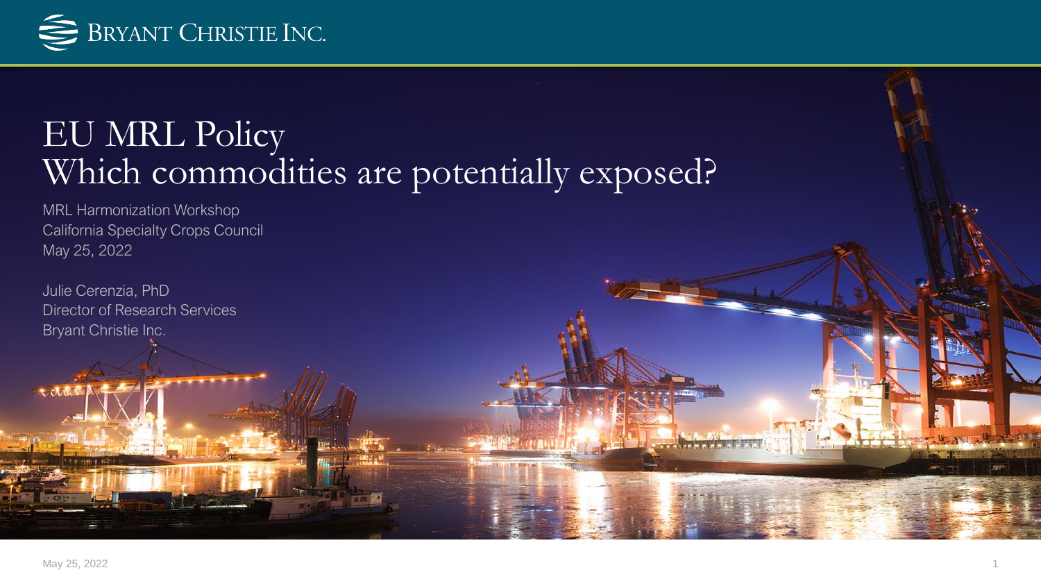Bryant Christie Inc.

# EU MRL Policy
# Which commodities are potentially exposed?

MRL Harmonization Workshop
California Specialty Crops Council
May 25, 2022

Julie Cerenzia, PhD
Director of Research Services
Bryant Christie Inc.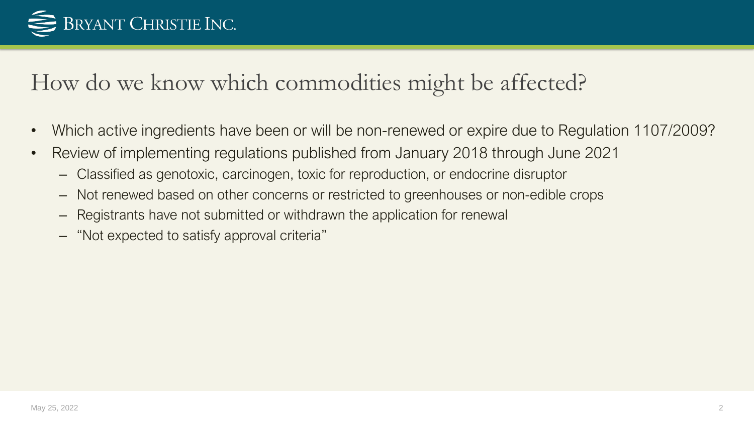# How do we know which commodities might be affected?

- Which active ingredients have been or will be non-renewed or expire due to Regulation 1107/2009?
- Review of implementing regulations published from January 2018 through June 2021
  - Classified as genotoxic, carcinogen, toxic for reproduction, or endocrine disruptor
  - Not renewed based on other concerns or restricted to greenhouses or non-edible crops
  - Registrants have not submitted or withdrawn the application for renewal
  - "Not expected to satisfy approval criteria"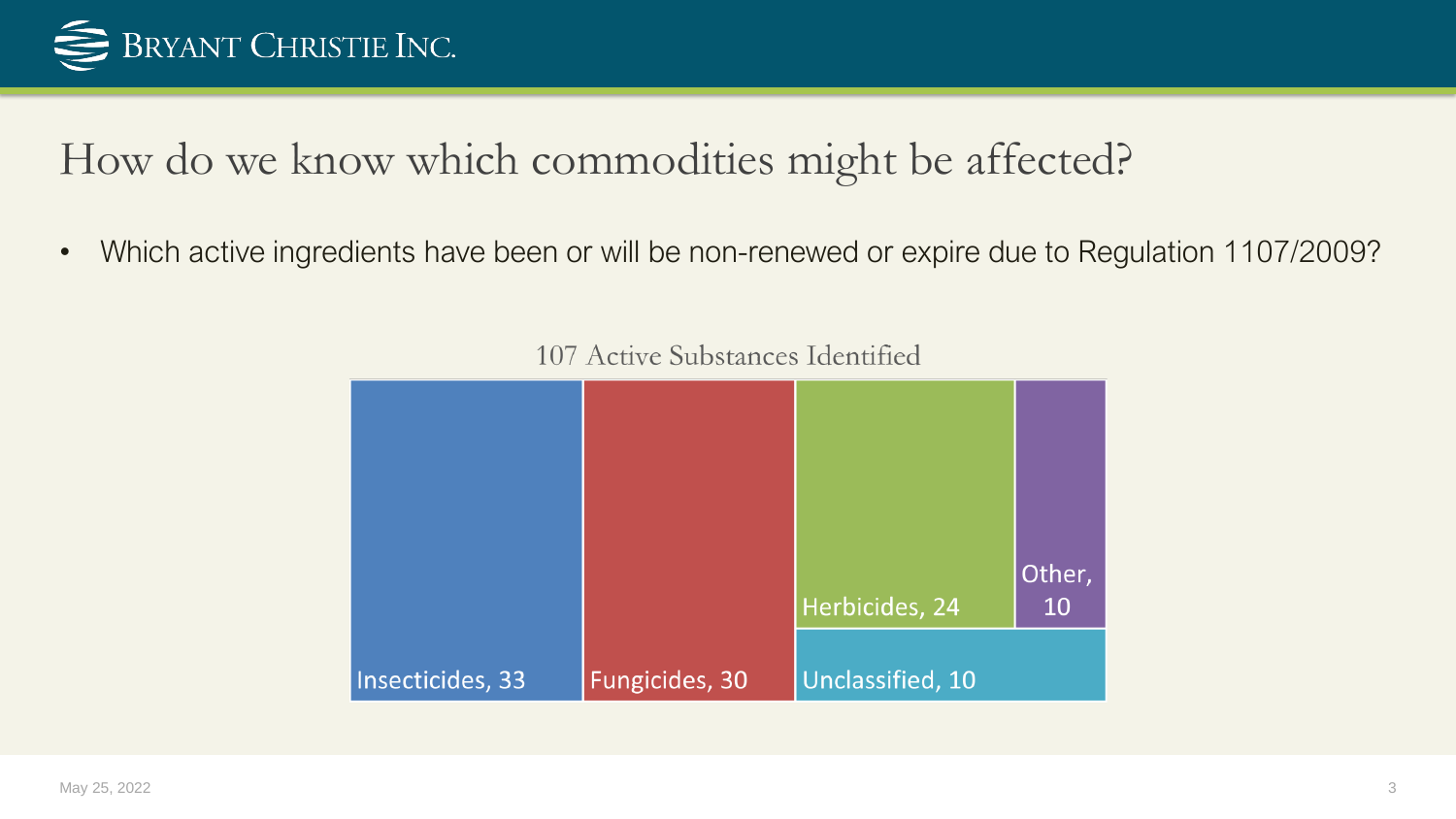# How do we know which commodities might be affected?

- Which active ingredients have been or will be non-renewed or expire due to Regulation 1107/2009?

107 Active Substances Identified

| Category | Count |
|---|---|
| Insecticides | 33 |
| Fungicides | 30 |
| Herbicides | 24 |
| Other | 10 |
| Unclassified | 10 |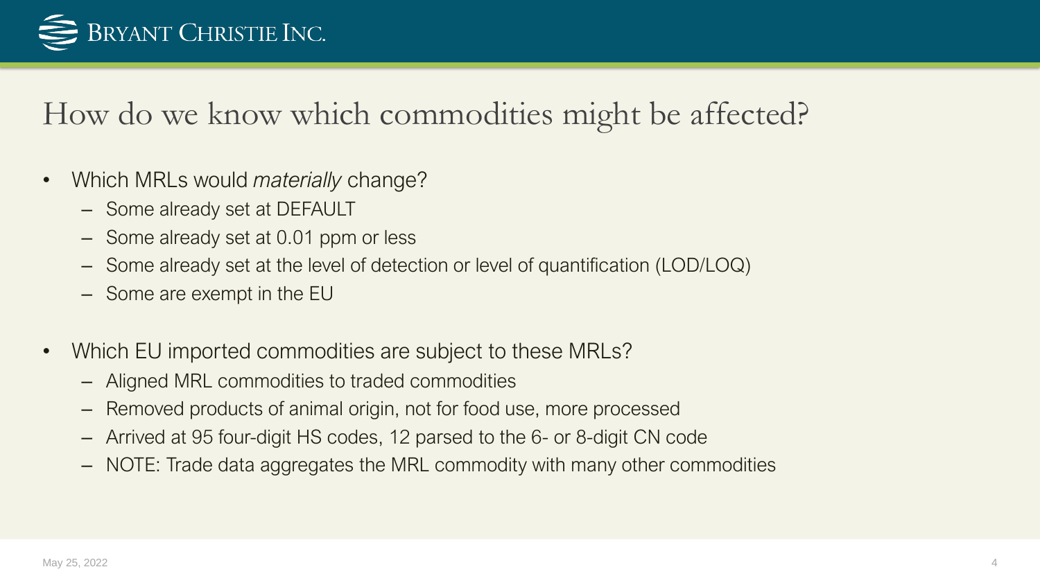# How do we know which commodities might be affected?

- Which MRLs would *materially* change?
  - Some already set at DEFAULT
  - Some already set at 0.01 ppm or less
  - Some already set at the level of detection or level of quantification (LOD/LOQ)
  - Some are exempt in the EU

- Which EU imported commodities are subject to these MRLs?
  - Aligned MRL commodities to traded commodities
  - Removed products of animal origin, not for food use, more processed
  - Arrived at 95 four-digit HS codes, 12 parsed to the 6- or 8-digit CN code
  - NOTE: Trade data aggregates the MRL commodity with many other commodities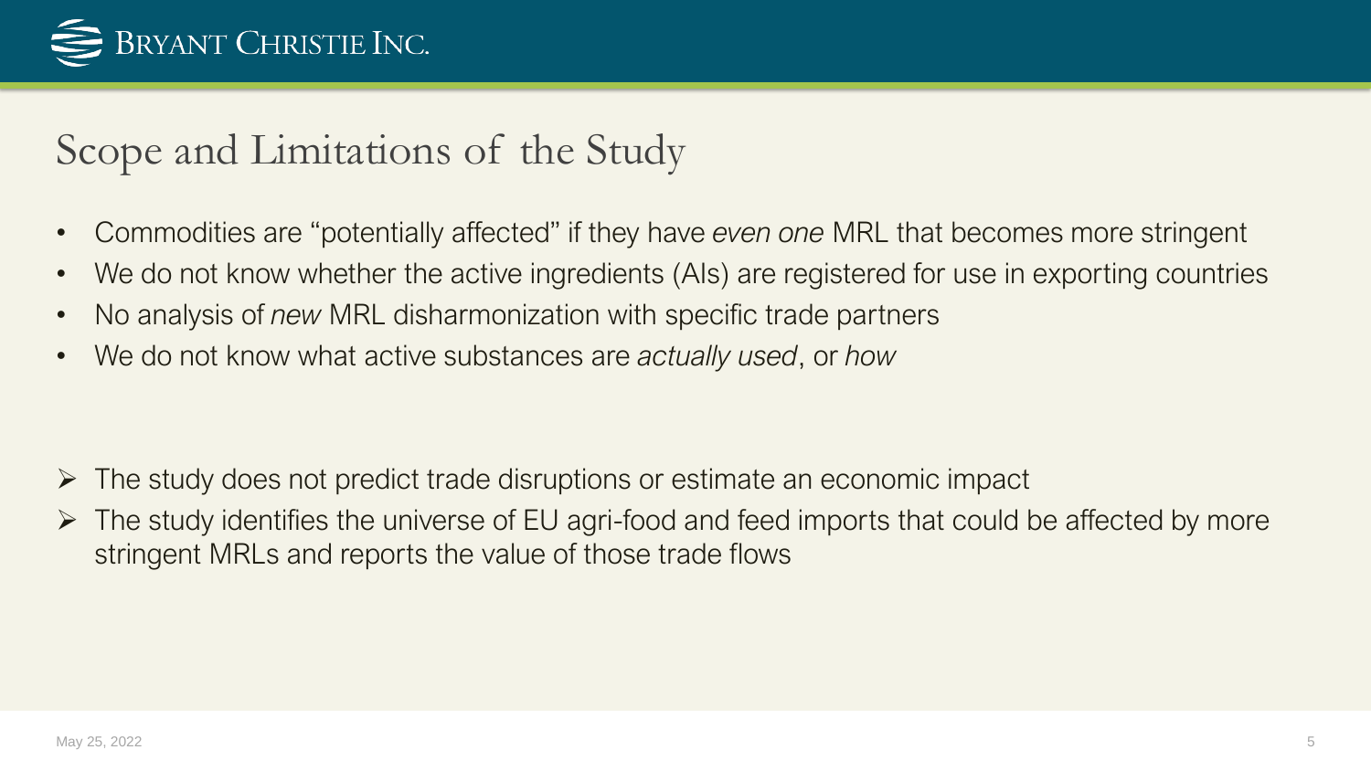# Scope and Limitations of the Study

- Commodities are "potentially affected" if they have *even one* MRL that becomes more stringent
- We do not know whether the active ingredients (AIs) are registered for use in exporting countries
- No analysis of *new* MRL disharmonization with specific trade partners
- We do not know what active substances are *actually used*, or *how*

- The study does not predict trade disruptions or estimate an economic impact
- The study identifies the universe of EU agri-food and feed imports that could be affected by more stringent MRLs and reports the value of those trade flows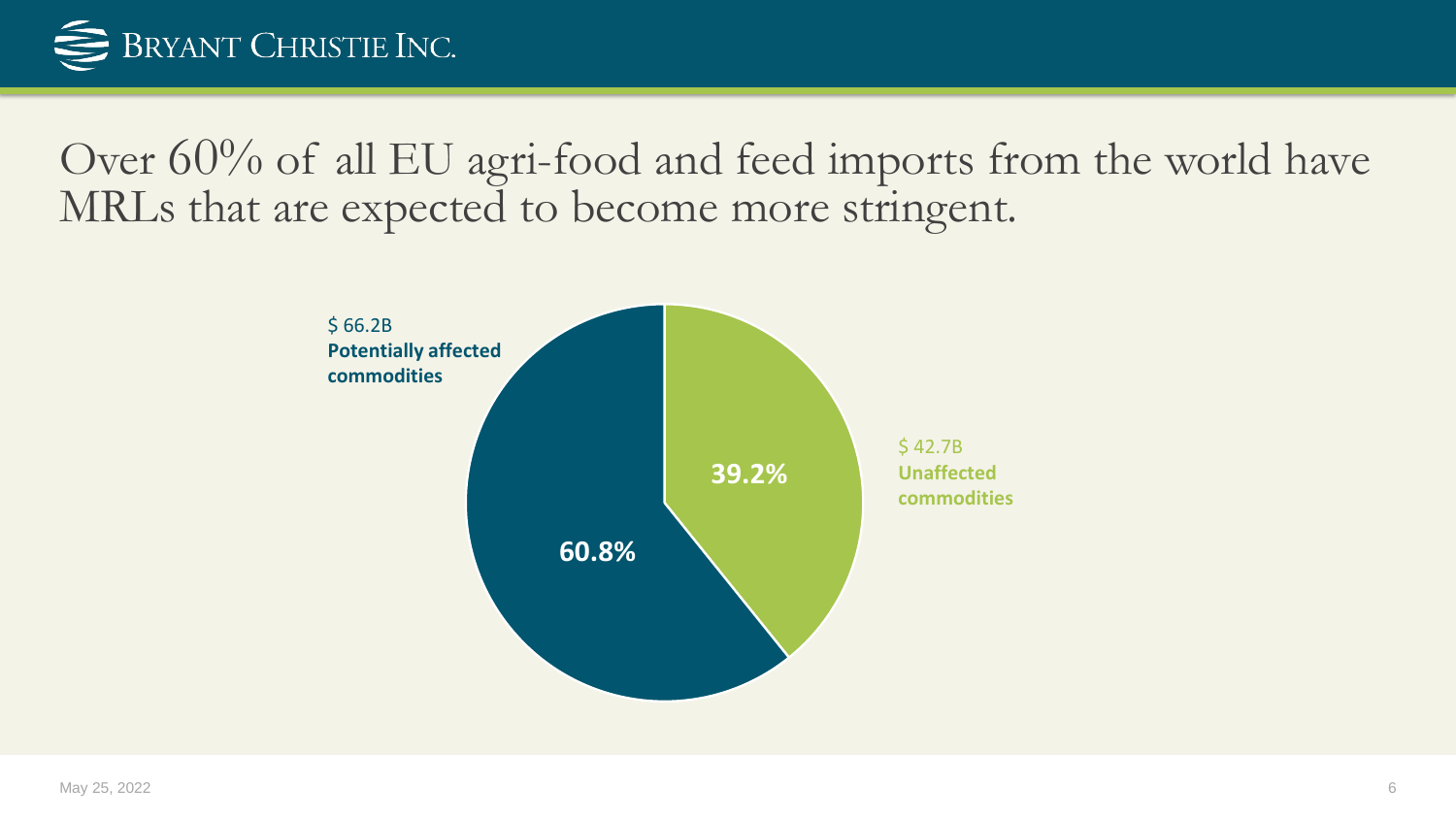# Over 60% of all EU agri-food and feed imports from the world have MRLs that are expected to become more stringent.

$ 66.2B
**Potentially affected commodities**

**60.8%**

$ 42.7B
**Unaffected commodities**

**39.2%**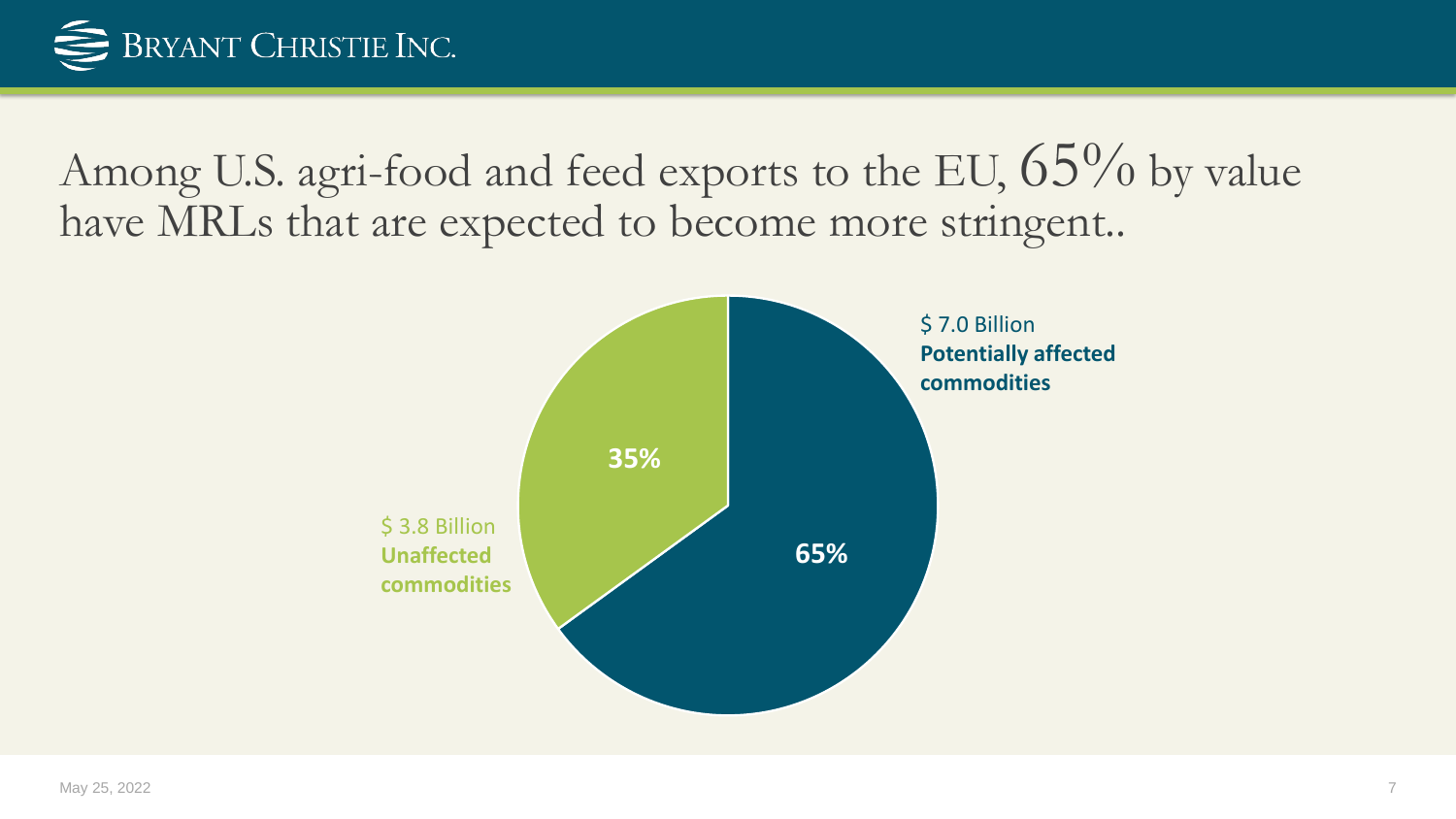# Among U.S. agri-food and feed exports to the EU, 65% by value have MRLs that are expected to become more stringent..

$ 7.0 Billion
**Potentially affected commodities**

**65%**

$ 3.8 Billion
**Unaffected commodities**

**35%**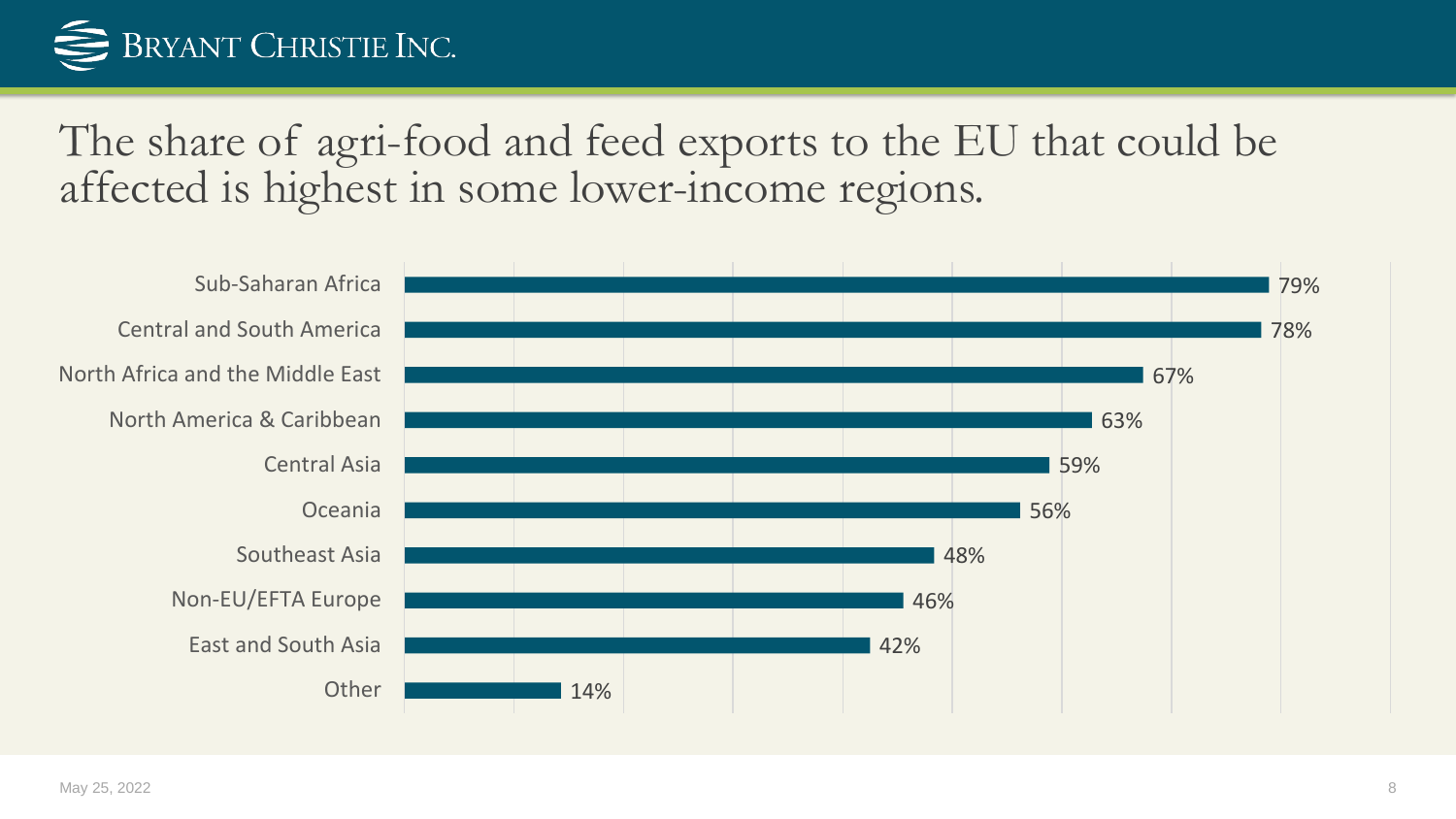# The share of agri-food and feed exports to the EU that could be affected is highest in some lower-income regions.

| Region | Share |
|---|---|
| Sub-Saharan Africa | 79% |
| Central and South America | 78% |
| North Africa and the Middle East | 67% |
| North America & Caribbean | 63% |
| Central Asia | 59% |
| Oceania | 56% |
| Southeast Asia | 48% |
| Non-EU/EFTA Europe | 46% |
| East and South Asia | 42% |
| Other | 14% |

May 25, 2022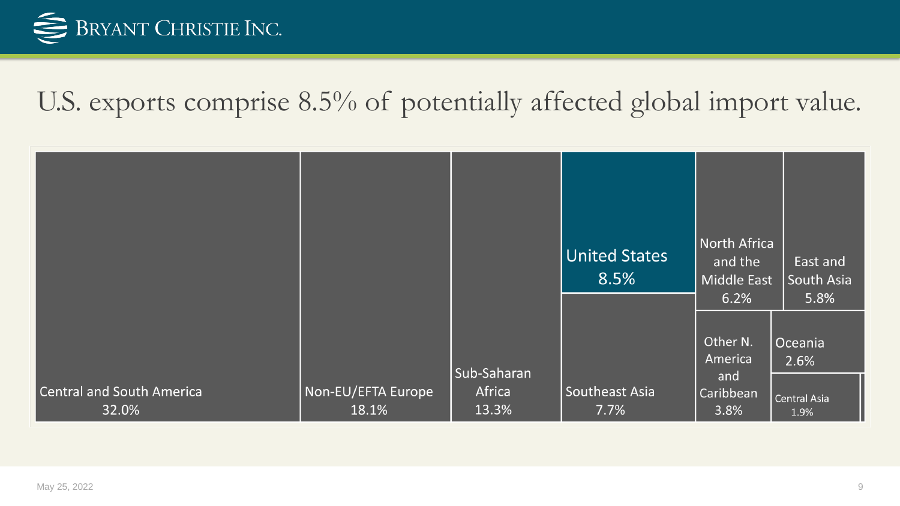# U.S. exports comprise 8.5% of potentially affected global import value.

| Region | Share |
| --- | --- |
| Central and South America | 32.0% |
| Non-EU/EFTA Europe | 18.1% |
| Sub-Saharan Africa | 13.3% |
| United States | 8.5% |
| Southeast Asia | 7.7% |
| North Africa and the Middle East | 6.2% |
| East and South Asia | 5.8% |
| Other N. America and Caribbean | 3.8% |
| Oceania | 2.6% |
| Central Asia | 1.9% |

May 25, 2022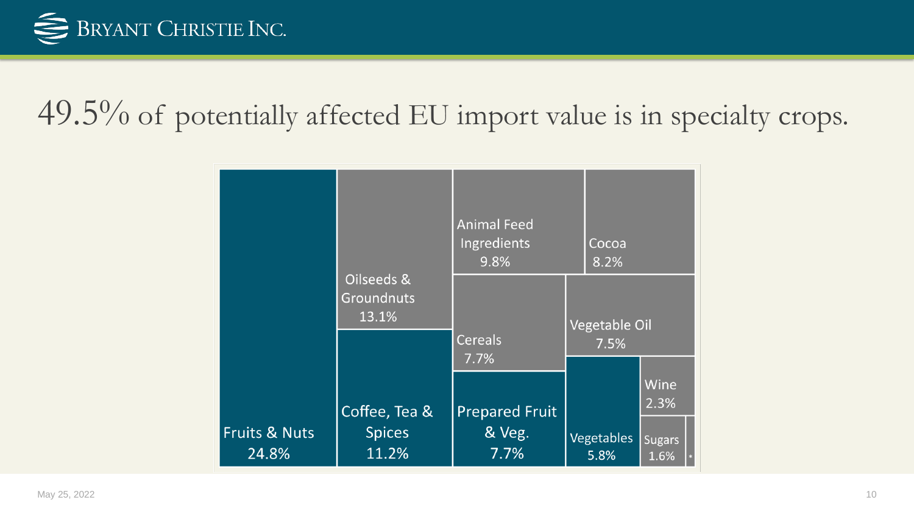# 49.5% of potentially affected EU import value is in specialty crops.

Fruits & Nuts 24.8%

Oilseeds & Groundnuts 13.1%

Coffee, Tea & Spices 11.2%

Animal Feed Ingredients 9.8%

Cocoa 8.2%

Cereals 7.7%

Prepared Fruit & Veg. 7.7%

Vegetable Oil 7.5%

Vegetables 5.8%

Wine 2.3%

Sugars 1.6%

*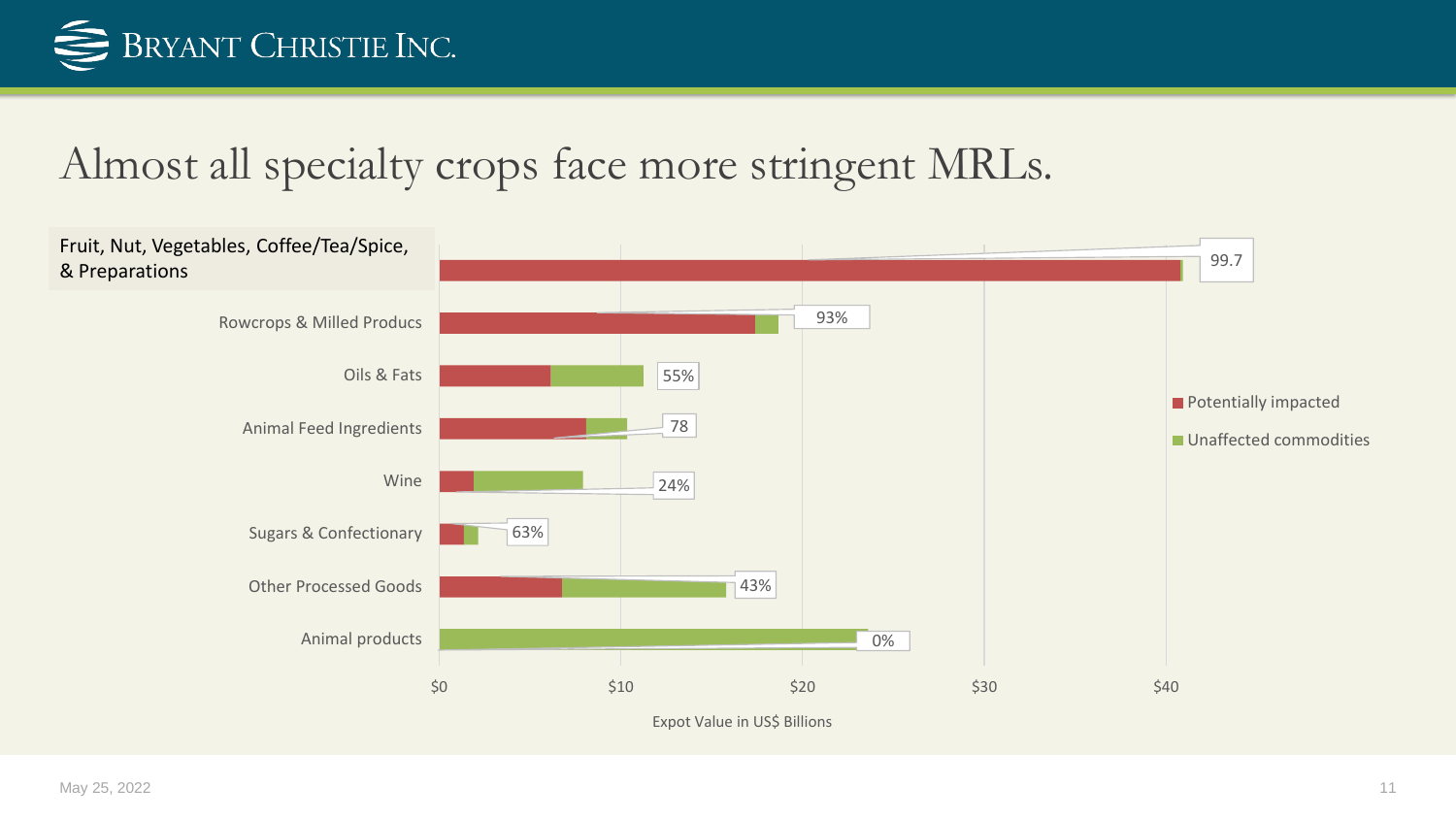# Almost all specialty crops face more stringent MRLs.

| Category | Label |
|---|---|
| Fruit, Nut, Vegetables, Coffee/Tea/Spice, & Preparations | 99.7 |
| Rowcrops & Milled Producs | 93% |
| Oils & Fats | 55% |
| Animal Feed Ingredients | 78 |
| Wine | 24% |
| Sugars & Confectionary | 63% |
| Other Processed Goods | 43% |
| Animal products | 0% |

■ Potentially impacted
■ Unaffected commodities

$0 $10 $20 $30 $40

Expot Value in US$ Billions

May 25, 2022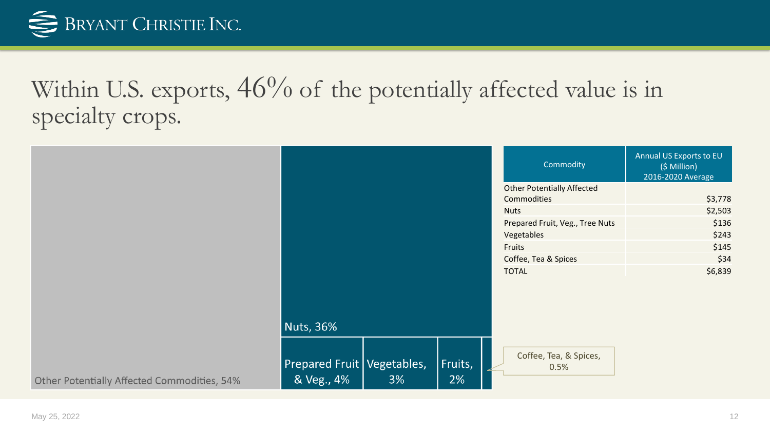# Within U.S. exports, 46% of the potentially affected value is in specialty crops.

Other Potentially Affected Commodities, 54%

Nuts, 36%

Prepared Fruit & Veg., 4%

Vegetables, 3%

Fruits, 2%

Coffee, Tea, & Spices, 0.5%

| Commodity | Annual US Exports to EU ($ Million) 2016-2020 Average |
|---|---|
| Other Potentially Affected Commodities | $3,778 |
| Nuts | $2,503 |
| Prepared Fruit, Veg., Tree Nuts | $136 |
| Vegetables | $243 |
| Fruits | $145 |
| Coffee, Tea & Spices | $34 |
| TOTAL | $6,839 |

May 25, 2022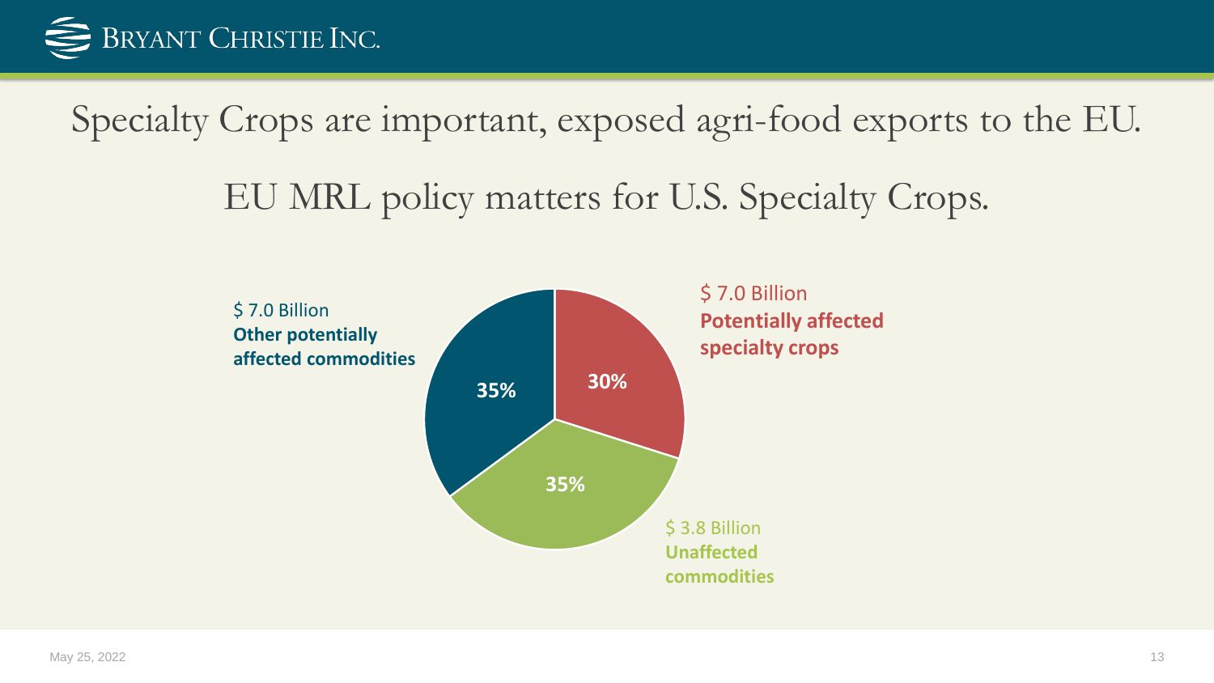# Specialty Crops are important, exposed agri-food exports to the EU.

## EU MRL policy matters for U.S. Specialty Crops.

$ 7.0 Billion
**Other potentially affected commodities**

**35%**

$ 7.0 Billion
**Potentially affected specialty crops**

**30%**

$ 3.8 Billion
**Unaffected commodities**

**35%**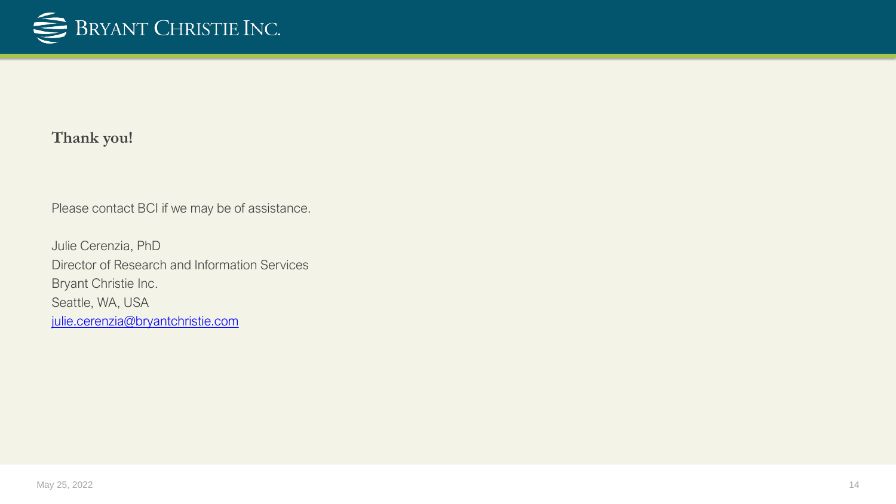**Thank you!**

Please contact BCI if we may be of assistance.

Julie Cerenzia, PhD
Director of Research and Information Services
Bryant Christie Inc.
Seattle, WA, USA
[julie.cerenzia@bryantchristie.com](mailto:julie.cerenzia@bryantchristie.com)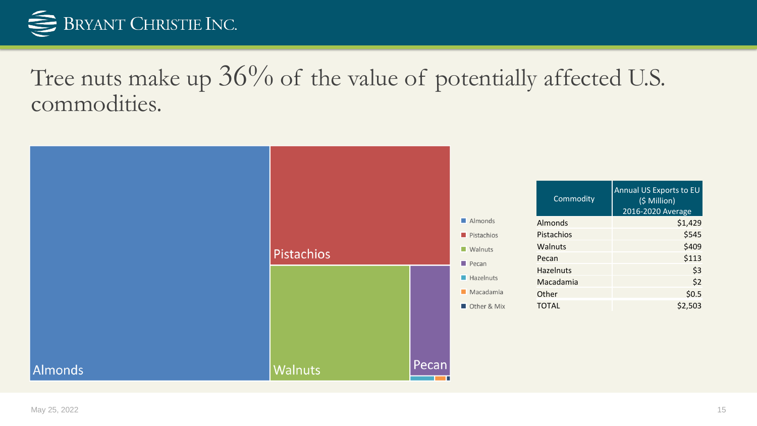# Tree nuts make up 36% of the value of potentially affected U.S. commodities.

| Commodity | Annual US Exports to EU ($ Million) 2016-2020 Average |
|---|---|
| Almonds | $1,429 |
| Pistachios | $545 |
| Walnuts | $409 |
| Pecan | $113 |
| Hazelnuts | $3 |
| Macadamia | $2 |
| Other | $0.5 |
| TOTAL | $2,503 |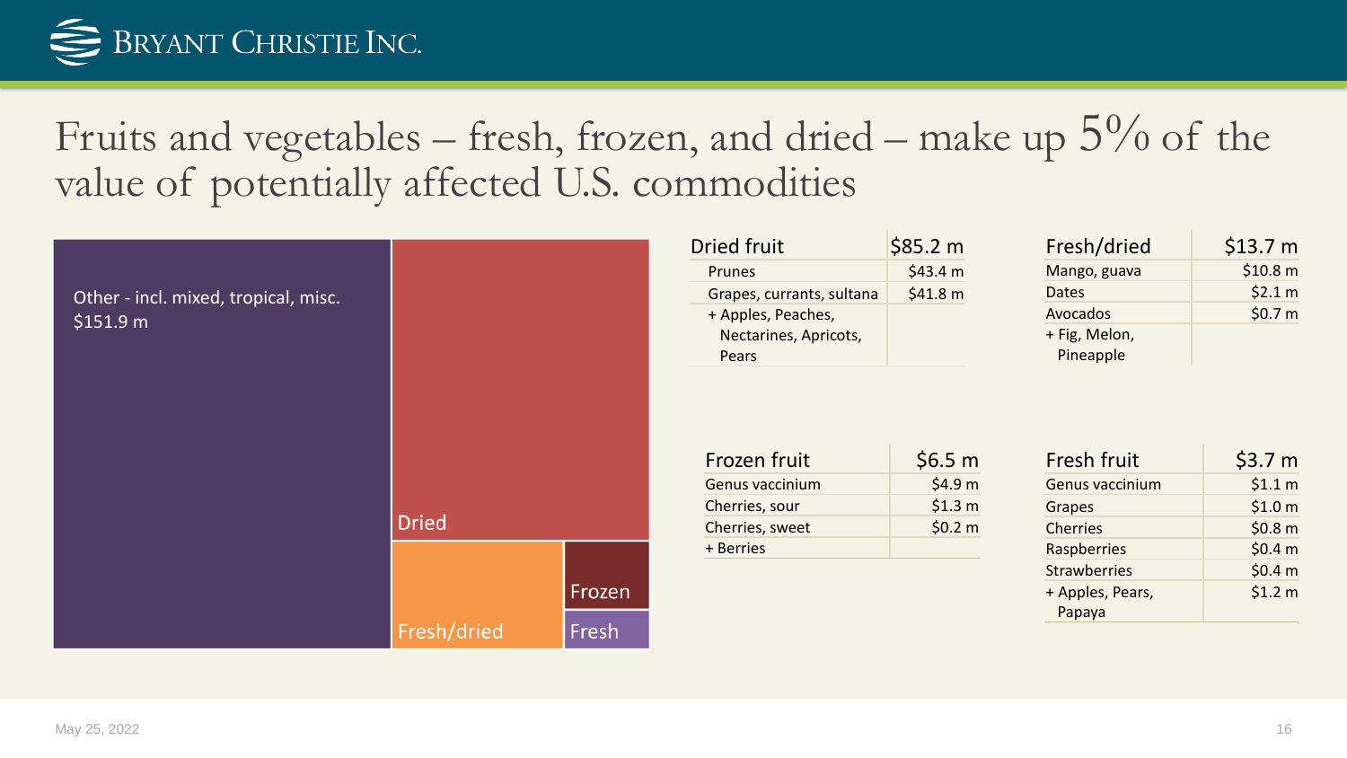# Fruits and vegetables – fresh, frozen, and dried – make up 5% of the value of potentially affected U.S. commodities

Other - incl. mixed, tropical, misc. $151.9 m

Dried

Fresh/dried

Frozen

Fresh

| Dried fruit | $85.2 m |
|---|---|
| Prunes | $43.4 m |
| Grapes, currants, sultana | $41.8 m |
| + Apples, Peaches, Nectarines, Apricots, Pears | |

| Fresh/dried | $13.7 m |
|---|---|
| Mango, guava | $10.8 m |
| Dates | $2.1 m |
| Avocados | $0.7 m |
| + Fig, Melon, Pineapple | |

| Frozen fruit | $6.5 m |
|---|---|
| Genus vaccinium | $4.9 m |
| Cherries, sour | $1.3 m |
| Cherries, sweet | $0.2 m |
| + Berries | |

| Fresh fruit | $3.7 m |
|---|---|
| Genus vaccinium | $1.1 m |
| Grapes | $1.0 m |
| Cherries | $0.8 m |
| Raspberries | $0.4 m |
| Strawberries | $0.4 m |
| + Apples, Pears, Papaya | $1.2 m |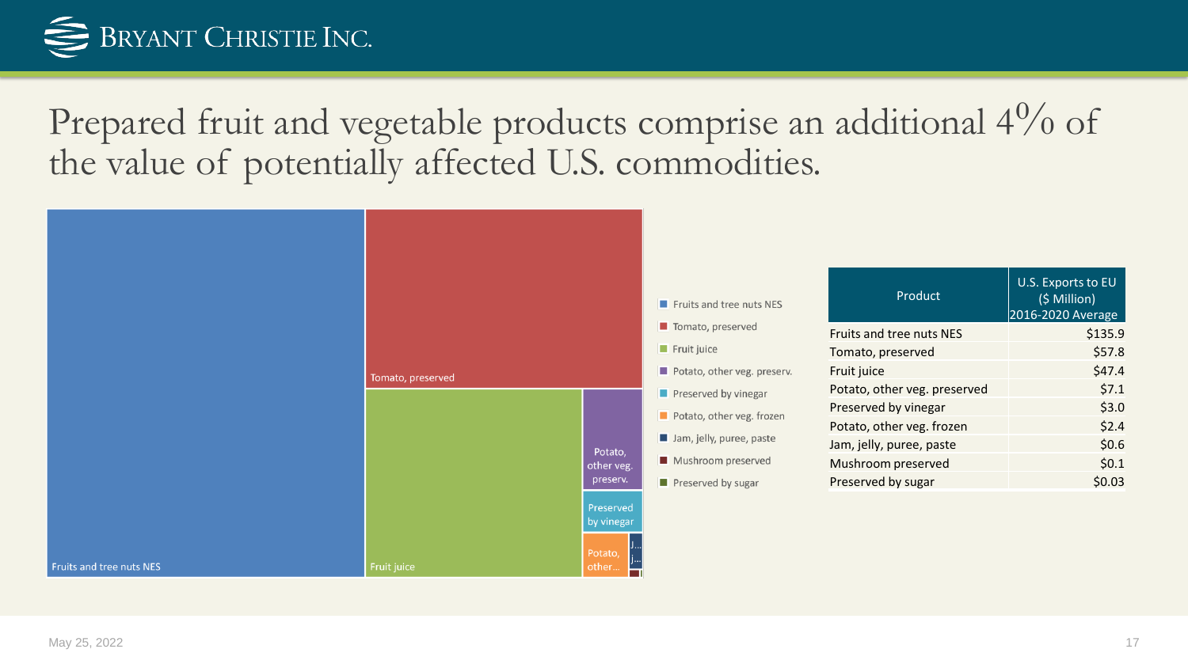# Prepared fruit and vegetable products comprise an additional 4% of the value of potentially affected U.S. commodities.

Fruits and tree nuts NES
Tomato, preserved
Fruit juice
Potato, other veg. preserv.
Preserved by vinegar
Potato, other...
J...
j...

Fruits and tree nuts NES
Tomato, preserved
Fruit juice
Potato, other veg. preserv.
Preserved by vinegar
Potato, other veg. frozen
Jam, jelly, puree, paste
Mushroom preserved
Preserved by sugar

| Product | U.S. Exports to EU ($ Million) 2016-2020 Average |
|---|---|
| Fruits and tree nuts NES | $135.9 |
| Tomato, preserved | $57.8 |
| Fruit juice | $47.4 |
| Potato, other veg. preserved | $7.1 |
| Preserved by vinegar | $3.0 |
| Potato, other veg. frozen | $2.4 |
| Jam, jelly, puree, paste | $0.6 |
| Mushroom preserved | $0.1 |
| Preserved by sugar | $0.03 |

May 25, 2022